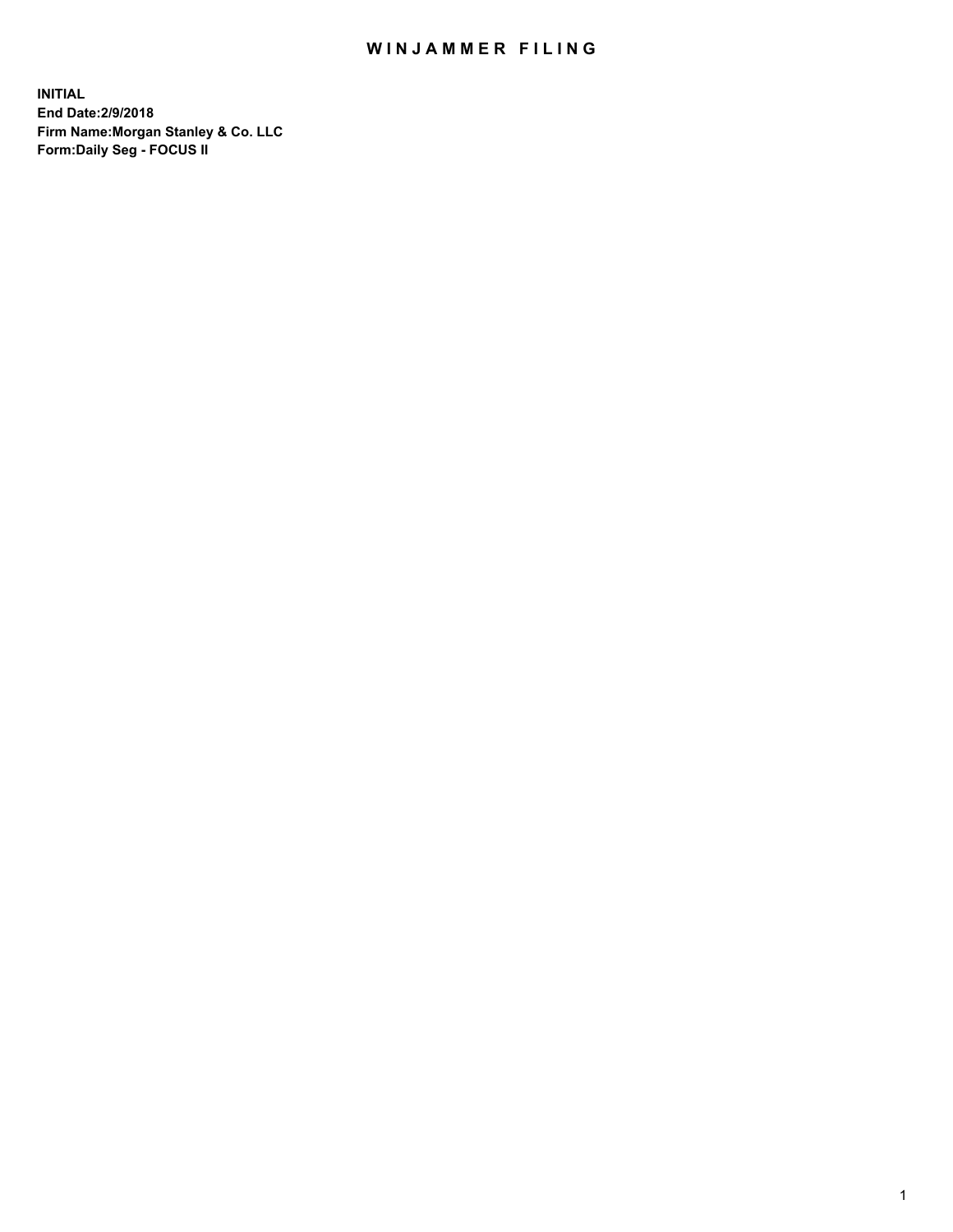# WINJAMMER FILING

**INITIAL**
**End Date:2/9/2018**
**Firm Name:Morgan Stanley & Co. LLC**
**Form:Daily Seg - FOCUS II**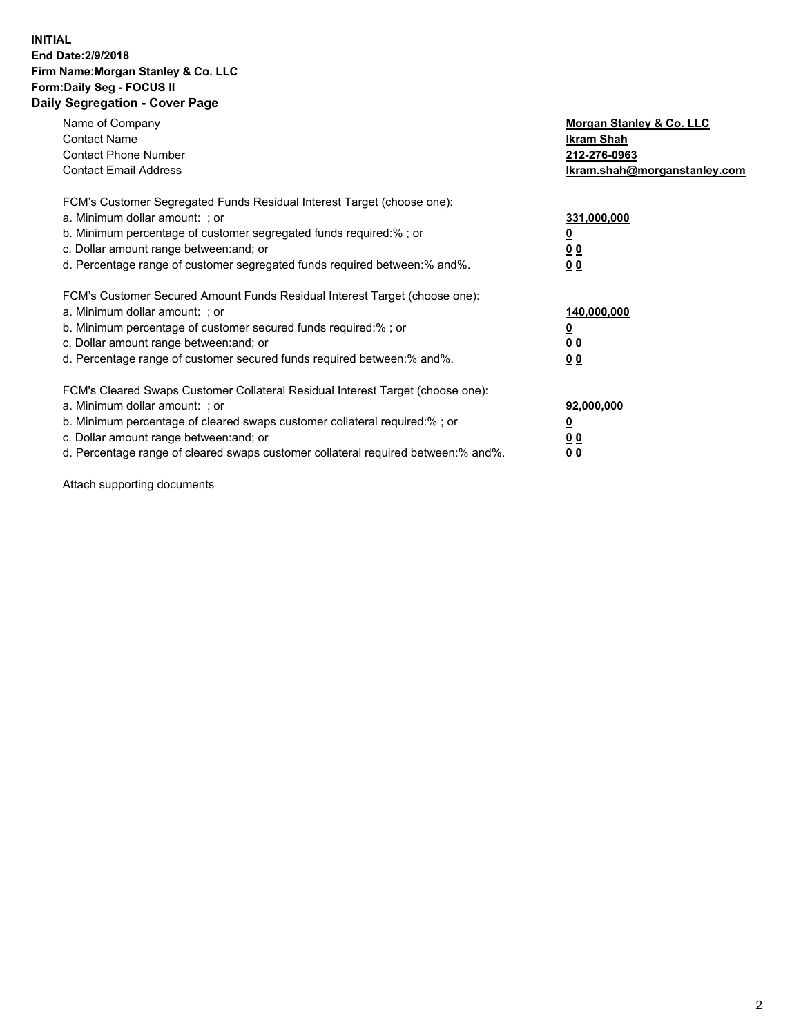**INITIAL**
**End Date:2/9/2018**
**Firm Name:Morgan Stanley & Co. LLC**
**Form:Daily Seg - FOCUS II**
**Daily Segregation - Cover Page**

| | |
|---|---|
| Name of Company | **Morgan Stanley & Co. LLC** |
| Contact Name | **Ikram Shah** |
| Contact Phone Number | **212-276-0963** |
| Contact Email Address | **Ikram.shah@morganstanley.com** |

FCM's Customer Segregated Funds Residual Interest Target (choose one):

| | |
|---|---|
| a. Minimum dollar amount: ; or | **331,000,000** |
| b. Minimum percentage of customer segregated funds required:% ; or | **0** |
| c. Dollar amount range between:and; or | **0 0** |
| d. Percentage range of customer segregated funds required between:% and%. | **0 0** |

FCM's Customer Secured Amount Funds Residual Interest Target (choose one):

| | |
|---|---|
| a. Minimum dollar amount: ; or | **140,000,000** |
| b. Minimum percentage of customer secured funds required:% ; or | **0** |
| c. Dollar amount range between:and; or | **0 0** |
| d. Percentage range of customer secured funds required between:% and%. | **0 0** |

FCM's Cleared Swaps Customer Collateral Residual Interest Target (choose one):

| | |
|---|---|
| a. Minimum dollar amount: ; or | **92,000,000** |
| b. Minimum percentage of cleared swaps customer collateral required:% ; or | **0** |
| c. Dollar amount range between:and; or | **0 0** |
| d. Percentage range of cleared swaps customer collateral required between:% and%. | **0 0** |

Attach supporting documents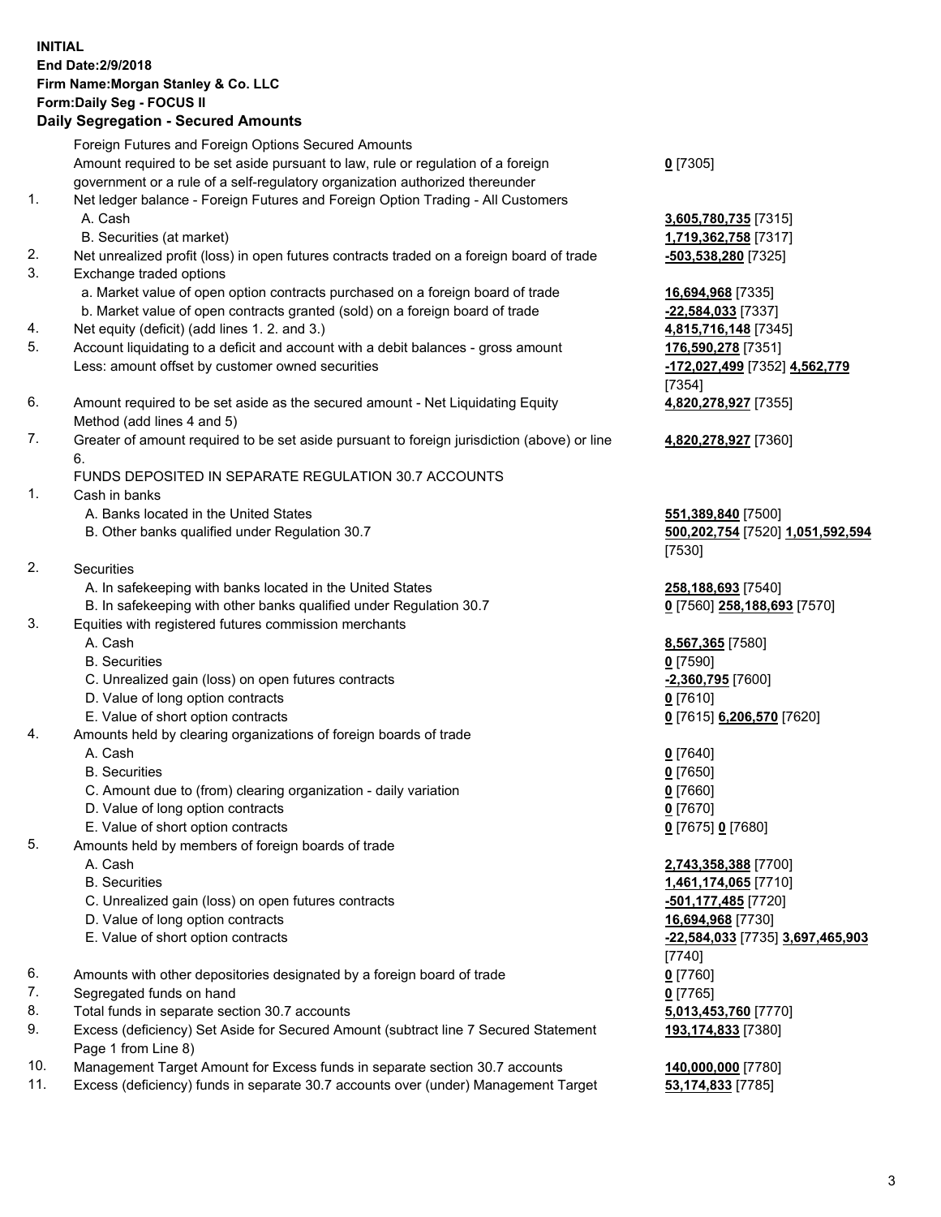**INITIAL**
**End Date:2/9/2018**
**Firm Name:Morgan Stanley & Co. LLC**
**Form:Daily Seg - FOCUS II**
**Daily Segregation - Secured Amounts**

| | | |
|---|---|---|
| | Foreign Futures and Foreign Options Secured Amounts | |
| | Amount required to be set aside pursuant to law, rule or regulation of a foreign government or a rule of a self-regulatory organization authorized thereunder | **0** [7305] |
| 1. | Net ledger balance - Foreign Futures and Foreign Option Trading - All Customers | |
| | A. Cash | **3,605,780,735** [7315] |
| | B. Securities (at market) | **1,719,362,758** [7317] |
| 2. | Net unrealized profit (loss) in open futures contracts traded on a foreign board of trade | **-503,538,280** [7325] |
| 3. | Exchange traded options | |
| | a. Market value of open option contracts purchased on a foreign board of trade | **16,694,968** [7335] |
| | b. Market value of open contracts granted (sold) on a foreign board of trade | **-22,584,033** [7337] |
| 4. | Net equity (deficit) (add lines 1. 2. and 3.) | **4,815,716,148** [7345] |
| 5. | Account liquidating to a deficit and account with a debit balances - gross amount | **176,590,278** [7351] |
| | Less: amount offset by customer owned securities | **-172,027,499** [7352] **4,562,779** [7354] |
| 6. | Amount required to be set aside as the secured amount - Net Liquidating Equity Method (add lines 4 and 5) | **4,820,278,927** [7355] |
| 7. | Greater of amount required to be set aside pursuant to foreign jurisdiction (above) or line 6. | **4,820,278,927** [7360] |
| | FUNDS DEPOSITED IN SEPARATE REGULATION 30.7 ACCOUNTS | |
| 1. | Cash in banks | |
| | A. Banks located in the United States | **551,389,840** [7500] |
| | B. Other banks qualified under Regulation 30.7 | **500,202,754** [7520] **1,051,592,594** [7530] |
| 2. | Securities | |
| | A. In safekeeping with banks located in the United States | **258,188,693** [7540] |
| | B. In safekeeping with other banks qualified under Regulation 30.7 | **0** [7560] **258,188,693** [7570] |
| 3. | Equities with registered futures commission merchants | |
| | A. Cash | **8,567,365** [7580] |
| | B. Securities | **0** [7590] |
| | C. Unrealized gain (loss) on open futures contracts | **-2,360,795** [7600] |
| | D. Value of long option contracts | **0** [7610] |
| | E. Value of short option contracts | **0** [7615] **6,206,570** [7620] |
| 4. | Amounts held by clearing organizations of foreign boards of trade | |
| | A. Cash | **0** [7640] |
| | B. Securities | **0** [7650] |
| | C. Amount due to (from) clearing organization - daily variation | **0** [7660] |
| | D. Value of long option contracts | **0** [7670] |
| | E. Value of short option contracts | **0** [7675] **0** [7680] |
| 5. | Amounts held by members of foreign boards of trade | |
| | A. Cash | **2,743,358,388** [7700] |
| | B. Securities | **1,461,174,065** [7710] |
| | C. Unrealized gain (loss) on open futures contracts | **-501,177,485** [7720] |
| | D. Value of long option contracts | **16,694,968** [7730] |
| | E. Value of short option contracts | **-22,584,033** [7735] **3,697,465,903** [7740] |
| 6. | Amounts with other depositories designated by a foreign board of trade | **0** [7760] |
| 7. | Segregated funds on hand | **0** [7765] |
| 8. | Total funds in separate section 30.7 accounts | **5,013,453,760** [7770] |
| 9. | Excess (deficiency) Set Aside for Secured Amount (subtract line 7 Secured Statement Page 1 from Line 8) | **193,174,833** [7380] |
| 10. | Management Target Amount for Excess funds in separate section 30.7 accounts | **140,000,000** [7780] |
| 11. | Excess (deficiency) funds in separate 30.7 accounts over (under) Management Target | **53,174,833** [7785] |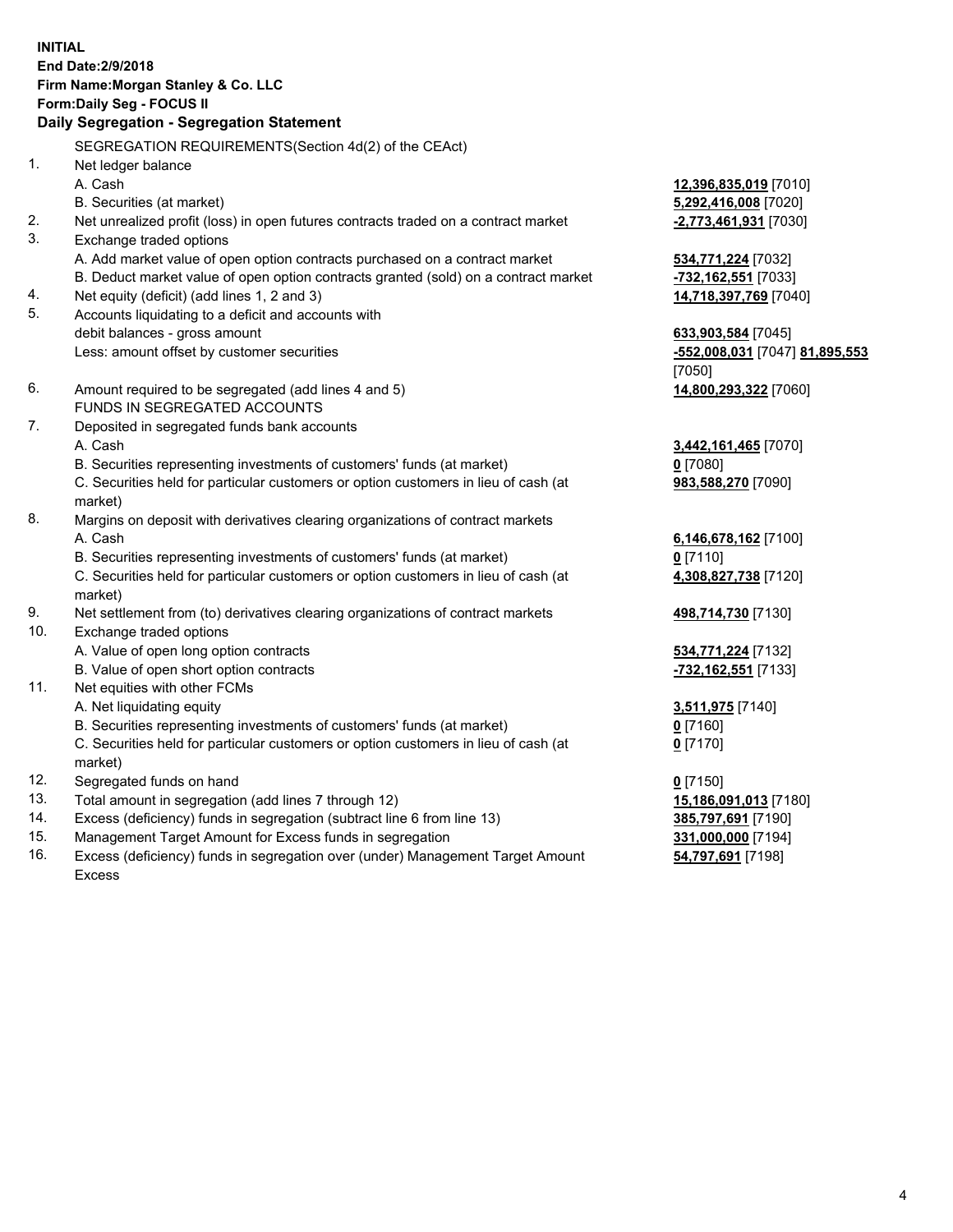**INITIAL**
**End Date:2/9/2018**
**Firm Name:Morgan Stanley & Co. LLC**
**Form:Daily Seg - FOCUS II**
**Daily Segregation - Segregation Statement**

SEGREGATION REQUIREMENTS(Section 4d(2) of the CEAct)

| | | |
|---|---|---|
| 1. | Net ledger balance | |
| | A. Cash | **12,396,835,019** [7010] |
| | B. Securities (at market) | **5,292,416,008** [7020] |
| 2. | Net unrealized profit (loss) in open futures contracts traded on a contract market | **-2,773,461,931** [7030] |
| 3. | Exchange traded options | |
| | A. Add market value of open option contracts purchased on a contract market | **534,771,224** [7032] |
| | B. Deduct market value of open option contracts granted (sold) on a contract market | **-732,162,551** [7033] |
| 4. | Net equity (deficit) (add lines 1, 2 and 3) | **14,718,397,769** [7040] |
| 5. | Accounts liquidating to a deficit and accounts with debit balances - gross amount | **633,903,584** [7045] |
| | Less: amount offset by customer securities | **-552,008,031** [7047] **81,895,553** [7050] |
| 6. | Amount required to be segregated (add lines 4 and 5) | **14,800,293,322** [7060] |
| | FUNDS IN SEGREGATED ACCOUNTS | |
| 7. | Deposited in segregated funds bank accounts | |
| | A. Cash | **3,442,161,465** [7070] |
| | B. Securities representing investments of customers' funds (at market) | **0** [7080] |
| | C. Securities held for particular customers or option customers in lieu of cash (at market) | **983,588,270** [7090] |
| 8. | Margins on deposit with derivatives clearing organizations of contract markets | |
| | A. Cash | **6,146,678,162** [7100] |
| | B. Securities representing investments of customers' funds (at market) | **0** [7110] |
| | C. Securities held for particular customers or option customers in lieu of cash (at market) | **4,308,827,738** [7120] |
| 9. | Net settlement from (to) derivatives clearing organizations of contract markets | **498,714,730** [7130] |
| 10. | Exchange traded options | |
| | A. Value of open long option contracts | **534,771,224** [7132] |
| | B. Value of open short option contracts | **-732,162,551** [7133] |
| 11. | Net equities with other FCMs | |
| | A. Net liquidating equity | **3,511,975** [7140] |
| | B. Securities representing investments of customers' funds (at market) | **0** [7160] |
| | C. Securities held for particular customers or option customers in lieu of cash (at market) | **0** [7170] |
| 12. | Segregated funds on hand | **0** [7150] |
| 13. | Total amount in segregation (add lines 7 through 12) | **15,186,091,013** [7180] |
| 14. | Excess (deficiency) funds in segregation (subtract line 6 from line 13) | **385,797,691** [7190] |
| 15. | Management Target Amount for Excess funds in segregation | **331,000,000** [7194] |
| 16. | Excess (deficiency) funds in segregation over (under) Management Target Amount Excess | **54,797,691** [7198] |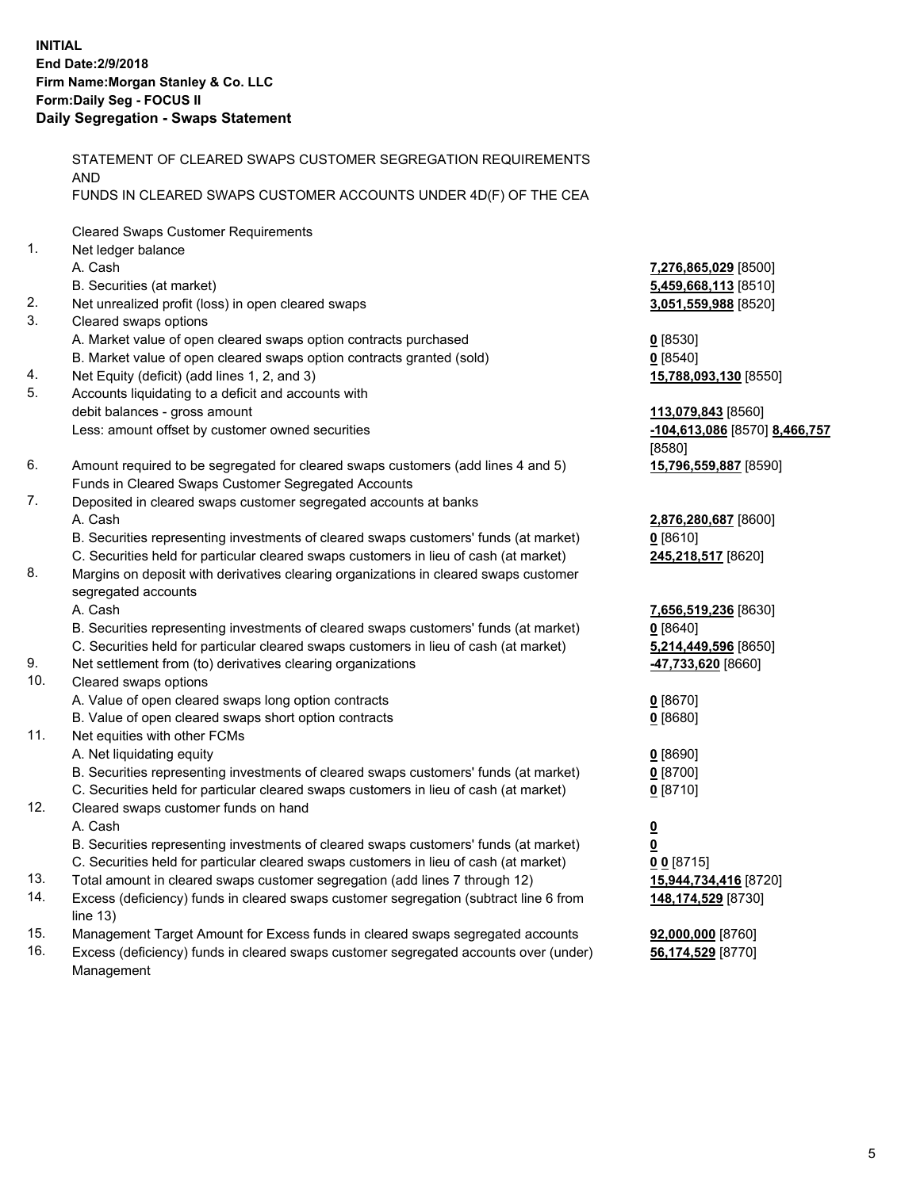**INITIAL**
**End Date:2/9/2018**
**Firm Name:Morgan Stanley & Co. LLC**
**Form:Daily Seg - FOCUS II**
**Daily Segregation - Swaps Statement**

STATEMENT OF CLEARED SWAPS CUSTOMER SEGREGATION REQUIREMENTS AND FUNDS IN CLEARED SWAPS CUSTOMER ACCOUNTS UNDER 4D(F) OF THE CEA

| | | |
|---|---|---|
| | Cleared Swaps Customer Requirements | |
| 1. | Net ledger balance | |
| | A. Cash | **7,276,865,029** [8500] |
| | B. Securities (at market) | **5,459,668,113** [8510] |
| 2. | Net unrealized profit (loss) in open cleared swaps | **3,051,559,988** [8520] |
| 3. | Cleared swaps options | |
| | A. Market value of open cleared swaps option contracts purchased | **0** [8530] |
| | B. Market value of open cleared swaps option contracts granted (sold) | **0** [8540] |
| 4. | Net Equity (deficit) (add lines 1, 2, and 3) | **15,788,093,130** [8550] |
| 5. | Accounts liquidating to a deficit and accounts with debit balances - gross amount | **113,079,843** [8560] |
| | Less: amount offset by customer owned securities | **-104,613,086** [8570] **8,466,757** [8580] |
| 6. | Amount required to be segregated for cleared swaps customers (add lines 4 and 5) | **15,796,559,887** [8590] |
| | Funds in Cleared Swaps Customer Segregated Accounts | |
| 7. | Deposited in cleared swaps customer segregated accounts at banks | |
| | A. Cash | **2,876,280,687** [8600] |
| | B. Securities representing investments of cleared swaps customers' funds (at market) | **0** [8610] |
| | C. Securities held for particular cleared swaps customers in lieu of cash (at market) | **245,218,517** [8620] |
| 8. | Margins on deposit with derivatives clearing organizations in cleared swaps customer segregated accounts | |
| | A. Cash | **7,656,519,236** [8630] |
| | B. Securities representing investments of cleared swaps customers' funds (at market) | **0** [8640] |
| | C. Securities held for particular cleared swaps customers in lieu of cash (at market) | **5,214,449,596** [8650] |
| 9. | Net settlement from (to) derivatives clearing organizations | **-47,733,620** [8660] |
| 10. | Cleared swaps options | |
| | A. Value of open cleared swaps long option contracts | **0** [8670] |
| | B. Value of open cleared swaps short option contracts | **0** [8680] |
| 11. | Net equities with other FCMs | |
| | A. Net liquidating equity | **0** [8690] |
| | B. Securities representing investments of cleared swaps customers' funds (at market) | **0** [8700] |
| | C. Securities held for particular cleared swaps customers in lieu of cash (at market) | **0** [8710] |
| 12. | Cleared swaps customer funds on hand | |
| | A. Cash | **0** |
| | B. Securities representing investments of cleared swaps customers' funds (at market) | **0** |
| | C. Securities held for particular cleared swaps customers in lieu of cash (at market) | **0** **0** [8715] |
| 13. | Total amount in cleared swaps customer segregation (add lines 7 through 12) | **15,944,734,416** [8720] |
| 14. | Excess (deficiency) funds in cleared swaps customer segregation (subtract line 6 from line 13) | **148,174,529** [8730] |
| 15. | Management Target Amount for Excess funds in cleared swaps segregated accounts | **92,000,000** [8760] |
| 16. | Excess (deficiency) funds in cleared swaps customer segregated accounts over (under) Management | **56,174,529** [8770] |